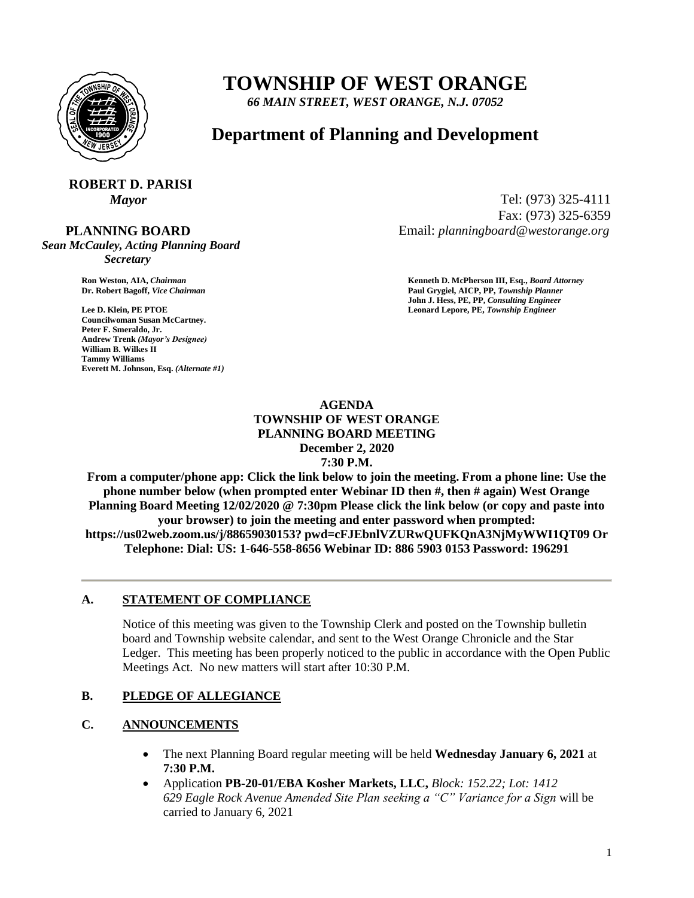# TOWNSHIP OF WEST ORANGE

*66 MAIN STREET, WEST ORANGE, N.J. 07052*

## Department of Planning and Development

**ROBERT D. PARISI**
*Mayor*

Tel: (973) 325-4111
Fax: (973) 325-6359
Email: *planningboard@westorange.org*

**PLANNING BOARD**
*Sean McCauley, Acting Planning Board Secretary*

**Ron Weston, AIA,** *Chairman*
**Dr. Robert Bagoff,** *Vice Chairman*

**Lee D. Klein, PE PTOE**
**Councilwoman Susan McCartney.**
**Peter F. Smeraldo, Jr.**
**Andrew Trenk** *(Mayor's Designee)*
**William B. Wilkes II**
**Tammy Williams**
**Everett M. Johnson, Esq.** *(Alternate #1)*

**Kenneth D. McPherson III, Esq.,** *Board Attorney*
**Paul Grygiel, AICP, PP,** *Township Planner*
**John J. Hess, PE, PP,** *Consulting Engineer*
**Leonard Lepore, PE,** *Township Engineer*

**AGENDA**
**TOWNSHIP OF WEST ORANGE**
**PLANNING BOARD MEETING**
**December 2, 2020**
**7:30 P.M.**

**From a computer/phone app: Click the link below to join the meeting. From a phone line: Use the phone number below (when prompted enter Webinar ID then #, then # again) West Orange Planning Board Meeting 12/02/2020 @ 7:30pm Please click the link below (or copy and paste into your browser) to join the meeting and enter password when prompted: https://us02web.zoom.us/j/88659030153? pwd=cFJEbnlVZURwQUFKQnA3NjMyWWI1QT09 Or Telephone: Dial: US: 1-646-558-8656 Webinar ID: 886 5903 0153 Password: 196291**

---

### A. STATEMENT OF COMPLIANCE

Notice of this meeting was given to the Township Clerk and posted on the Township bulletin board and Township website calendar, and sent to the West Orange Chronicle and the Star Ledger. This meeting has been properly noticed to the public in accordance with the Open Public Meetings Act. No new matters will start after 10:30 P.M.

### B. PLEDGE OF ALLEGIANCE

### C. ANNOUNCEMENTS

- The next Planning Board regular meeting will be held **Wednesday January 6, 2021** at **7:30 P.M.**
- Application **PB-20-01/EBA Kosher Markets, LLC,** *Block: 152.22; Lot: 1412 629 Eagle Rock Avenue Amended Site Plan seeking a "C" Variance for a Sign* will be carried to January 6, 2021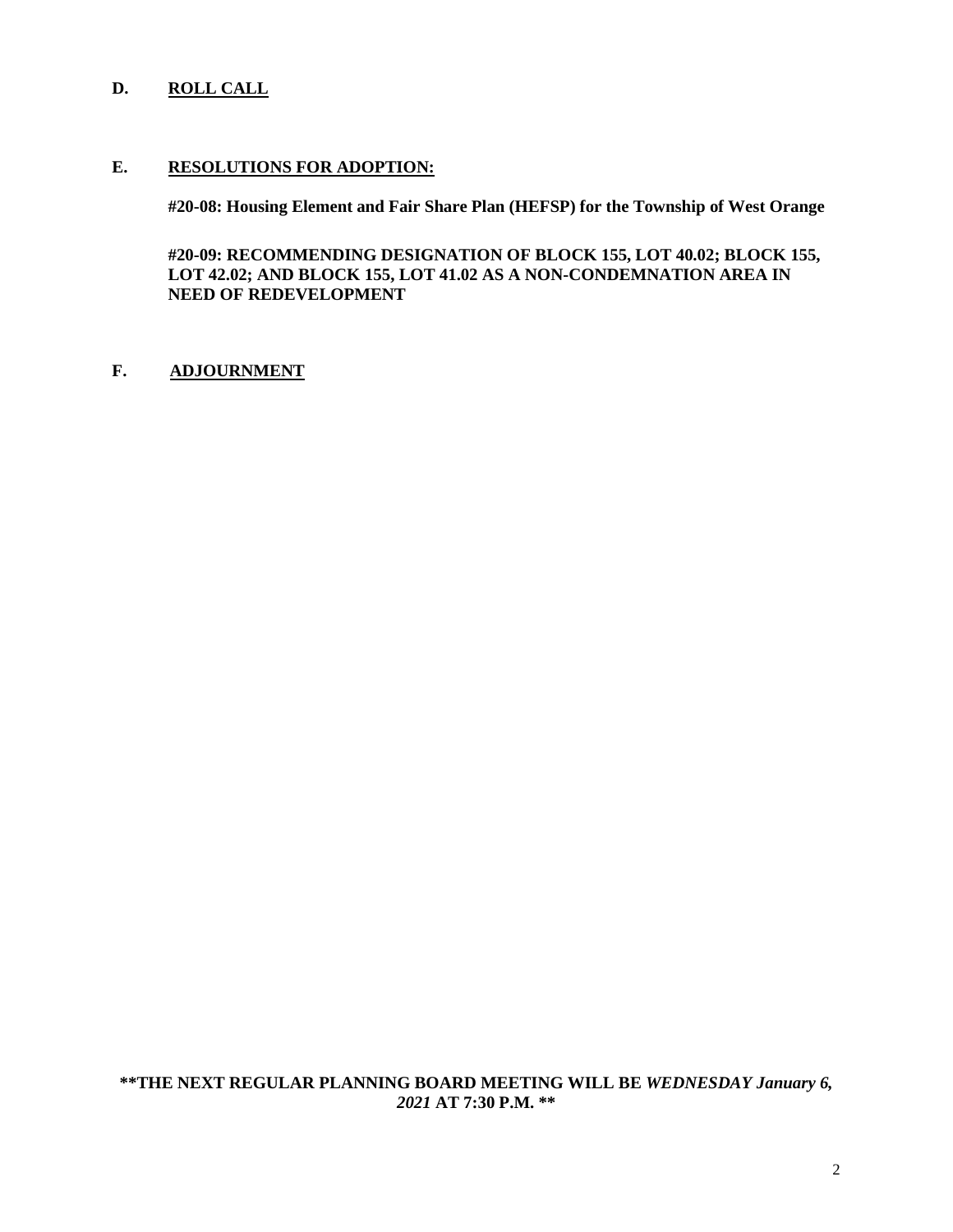**D. <u>ROLL CALL</u>**

**E. <u>RESOLUTIONS FOR ADOPTION:</u>**

**#20-08: Housing Element and Fair Share Plan (HEFSP) for the Township of West Orange**

**#20-09: RECOMMENDING DESIGNATION OF BLOCK 155, LOT 40.02; BLOCK 155, LOT 42.02; AND BLOCK 155, LOT 41.02 AS A NON-CONDEMNATION AREA IN NEED OF REDEVELOPMENT**

**F. <u>ADJOURNMENT</u>**

**\*\*THE NEXT REGULAR PLANNING BOARD MEETING WILL BE *WEDNESDAY January 6, 2021* AT 7:30 P.M. \*\***